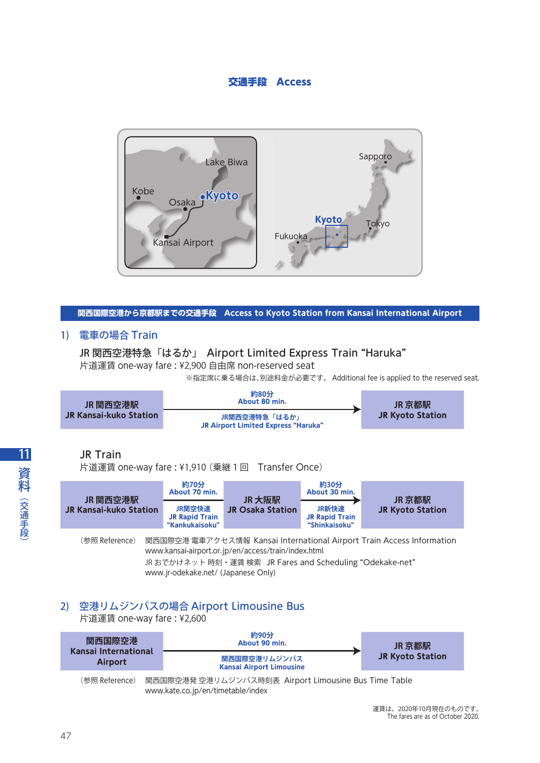# 交通手段　Access

Lake Biwa

Kobe

Osaka

Kyoto

Kansai Airport

Sapporo

Kyoto

Tokyo

Fukuoka

## 関西国際空港から京都駅までの交通手段　Access to Kyoto Station from Kansai International Airport

### 1)　電車の場合 Train

JR 関西空港特急「はるか」　Airport Limited Express Train "Haruka"

片道運賃 one-way fare : ¥2,900 自由席 non-reserved seat

※指定席に乗る場合は、別途料金が必要です。 Additional fee is applied to the reserved seat.

| 出発 | 所要時間・列車 | 到着 |
|---|---|---|
| JR 関西空港駅<br>JR Kansai-kuko Station | 約80分 About 80 min.<br>→<br>JR関西空港特急「はるか」<br>JR Airport Limited Express "Haruka" | JR 京都駅<br>JR Kyoto Station |

JR Train

片道運賃 one-way fare : ¥1,910（乗継１回　Transfer Once）

| 出発 | 所要時間・列車 | 乗換 | 所要時間・列車 | 到着 |
|---|---|---|---|---|
| JR 関西空港駅<br>JR Kansai-kuko Station | 約70分 About 70 min.<br>→<br>JR関空快速<br>JR Rapid Train "Kankukaisoku" | JR 大阪駅<br>JR Osaka Station | 約30分 About 30 min.<br>→<br>JR新快速<br>JR Rapid Train "Shinkaisoku" | JR 京都駅<br>JR Kyoto Station |

（参照 Reference）　関西国際空港 電車アクセス情報 Kansai International Airport Train Access Information
www.kansai-airport.or.jp/en/access/train/index.html
JR おでかけネット 時刻・運賃 検索　JR Fares and Scheduling "Odekake-net"
www.jr-odekake.net/ (Japanese Only)

### 2)　空港リムジンバスの場合 Airport Limousine Bus

片道運賃 one-way fare : ¥2,600

| 出発 | 所要時間・バス | 到着 |
|---|---|---|
| 関西国際空港<br>Kansai International Airport | 約90分 About 90 min.<br>→<br>関西国際空港リムジンバス<br>Kansai Airport Limousine | JR 京都駅<br>JR Kyoto Station |

（参照 Reference）　関西国際空港発 空港リムジンバス時刻表　Airport Limousine Bus Time Table
www.kate.co.jp/en/timetable/index

運賃は、2020年10月現在のものです。
The fares are as of October 2020.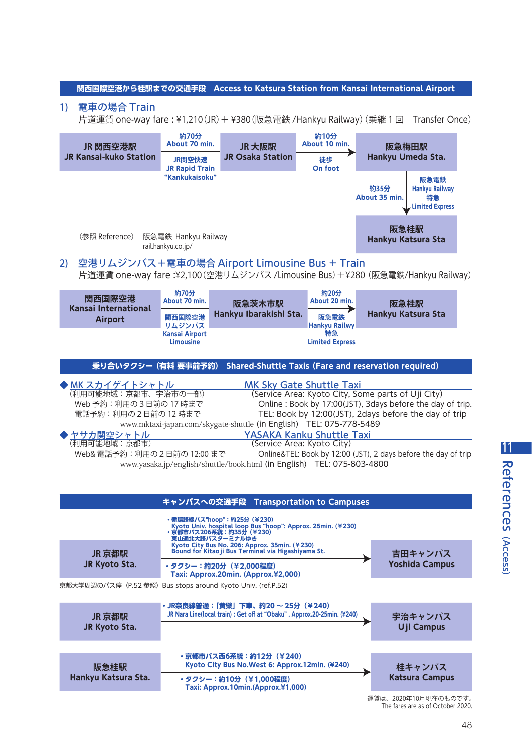## 関西国際空港から桂駅までの交通手段　Access to Katsura Station from Kansai International Airport

### 1)　電車の場合 Train

片道運賃 one-way fare : ¥1,210（JR）＋ ¥380（阪急電鉄 /Hankyu Railway）（乗継 1 回　Transfer Once）

**JR 関西空港駅 JR Kansai-kuko Station** → 約70分 About 70 min. JR関空快速 JR Rapid Train "Kankukaisoku" → **JR 大阪駅 JR Osaka Station** → 約10分 About 10 min. 徒歩 On foot → **阪急梅田駅 Hankyu Umeda Sta.** → 約35分 About 35 min. 阪急電鉄 Hankyu Railway 特急 Limited Express → **阪急桂駅 Hankyu Katsura Sta**

（参照 Reference）　阪急電鉄 Hankyu Railway
rail.hankyu.co.jp/

### 2)　空港リムジンバス＋電車の場合 Airport Limousine Bus + Train

片道運賃 one-way fare :¥2,100（空港リムジンバス /Limousine Bus）＋¥280（阪急電鉄/Hankyu Railway）

**関西国際空港 Kansai International Airport** → 約70分 About 70 min. 関西国際空港リムジンバス Kansai Airport Limousine → **阪急茨木市駅 Hankyu Ibarakishi Sta.** → 約20分 About 20 min. 阪急電鉄 Hankyu Railway 特急 Limited Express → **阪急桂駅 Hankyu Katsura Sta**

## 乗り合いタクシー（有料 要事前予約）　Shared-Shuttle Taxis (Fare and reservation required)

◆ MK スカイゲイトシャトル
（利用可能地域：京都市、宇治市の一部）
Web 予約：利用の 3 日前の 17 時まで
電話予約：利用の 2 日前の 12 時まで

MK Sky Gate Shuttle Taxi
(Service Area: Kyoto City, Some parts of Uji City)
Online : Book by 17:00(JST), 3days before the day of trip.
TEL: Book by 12:00(JST), 2days before the day of trip

www.mktaxi-japan.com/skygate-shuttle (in English)　TEL: 075-778-5489

◆ ヤサカ関空シャトル
（利用可能地域：京都市）
Web& 電話予約：利用の 2 日前の 12:00 まで

YASAKA Kanku Shuttle Taxi
(Service Area: Kyoto City)
Online&TEL: Book by 12:00 (JST), 2 days before the day of trip

www.yasaka.jp/english/shuttle/book.html (in English)　TEL: 075-803-4800

## キャンパスへの交通手段　Transportation to Campuses

**JR 京都駅 JR Kyoto Sta.** → **吉田キャンパス Yoshida Campus**
- 循環路線バス"hoop"：約25分（¥230）
  Kyoto Univ. hospital loop Bus "hoop": Approx. 25min. (¥230)
- 京都市バス206系統：約35分（¥230）
  東山通北大路バスターミナルゆき
  Kyoto City Bus No. 206: Approx. 35min. (¥230)
  Bound for Kitaoji Bus Terminal via Higashiyama St.
- タクシー：約20分（¥2,000程度）
  Taxi: Approx.20min. (Approx.¥2,000)

京都大学周辺のバス停（P.52 参照）Bus stops around Kyoto Univ. (ref.P.52)

**JR 京都駅 JR Kyoto Sta.** → **宇治キャンパス Uji Campus**
- JR奈良線普通：「黄檗」下車、約20～25分（¥240）
  JR Nara Line(local train) : Get off at "Obaku" , Approx.20-25min. (¥240)

**阪急桂駅 Hankyu Katsura Sta.** → **桂キャンパス Katsura Campus**
- 京都市バス西6系統：約12分（¥240）
  Kyoto City Bus No.West 6: Approx.12min. (¥240)
- タクシー：約10分（¥1,000程度）
  Taxi: Approx.10min.(Approx.¥1,000)

運賃は、2020年10月現在のものです。
The fares are as of October 2020.